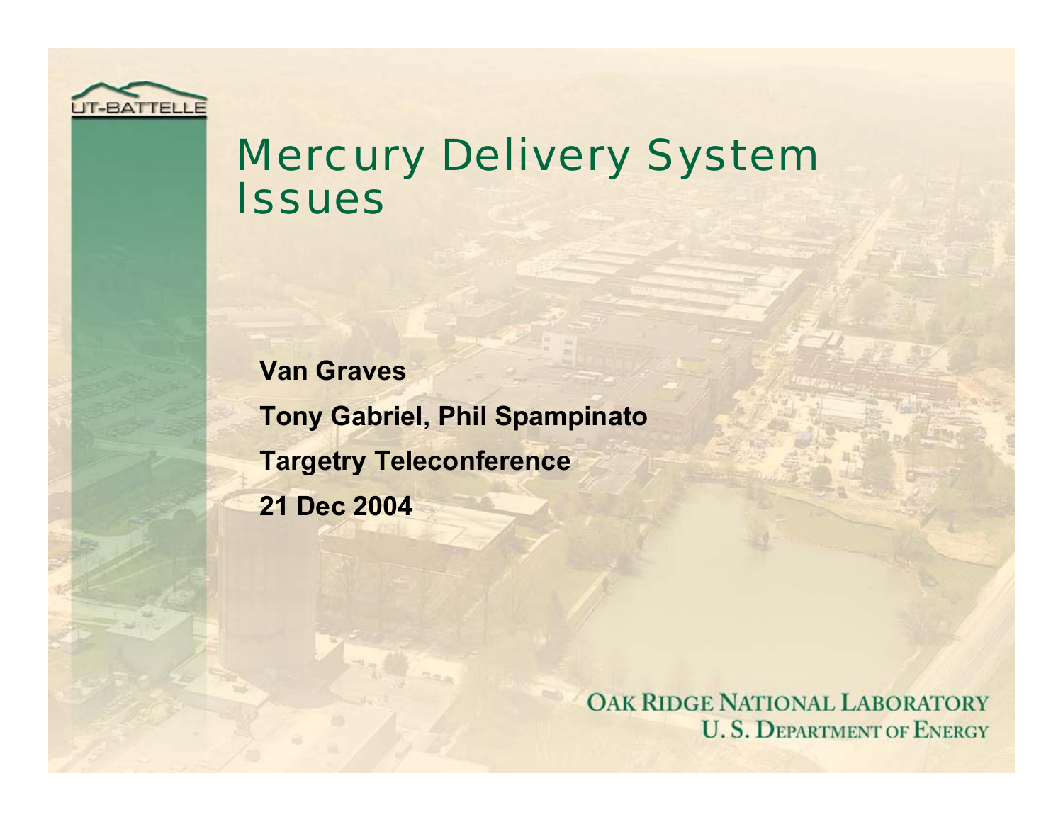# Mercury Delivery System Issues

**Van Graves**

**Tony Gabriel, Phil Spampinato**

**Targetry Teleconference**

**21 Dec 2004**

OAK RIDGE NATIONAL LABORATORY
U. S. DEPARTMENT OF ENERGY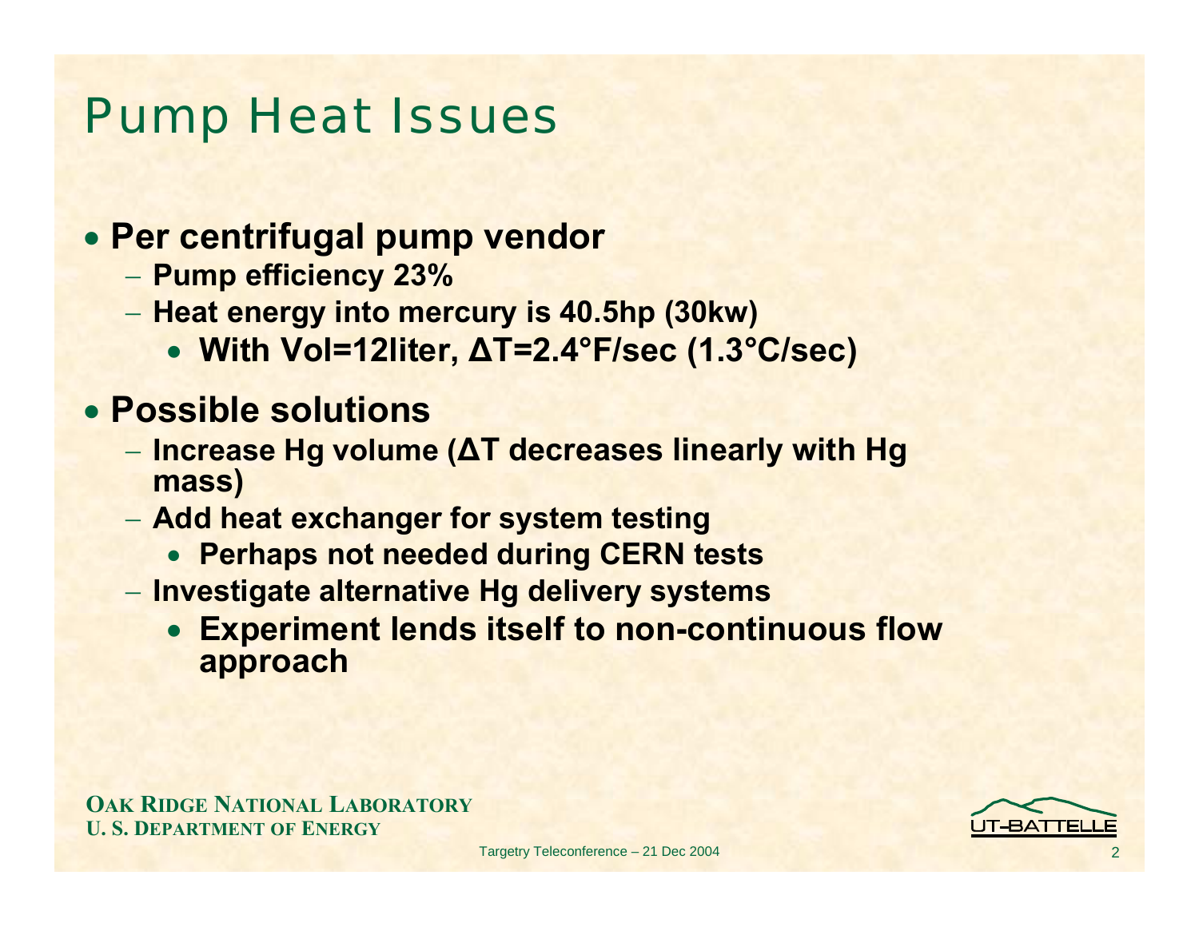# Pump Heat Issues

- **Per centrifugal pump vendor**
  - **Pump efficiency 23%**
  - **Heat energy into mercury is 40.5hp (30kw)**
    - **With Vol=12liter, ΔT=2.4°F/sec (1.3°C/sec)**
- **Possible solutions**
  - **Increase Hg volume (ΔT decreases linearly with Hg mass)**
  - **Add heat exchanger for system testing**
    - **Perhaps not needed during CERN tests**
  - **Investigate alternative Hg delivery systems**
    - **Experiment lends itself to non-continuous flow approach**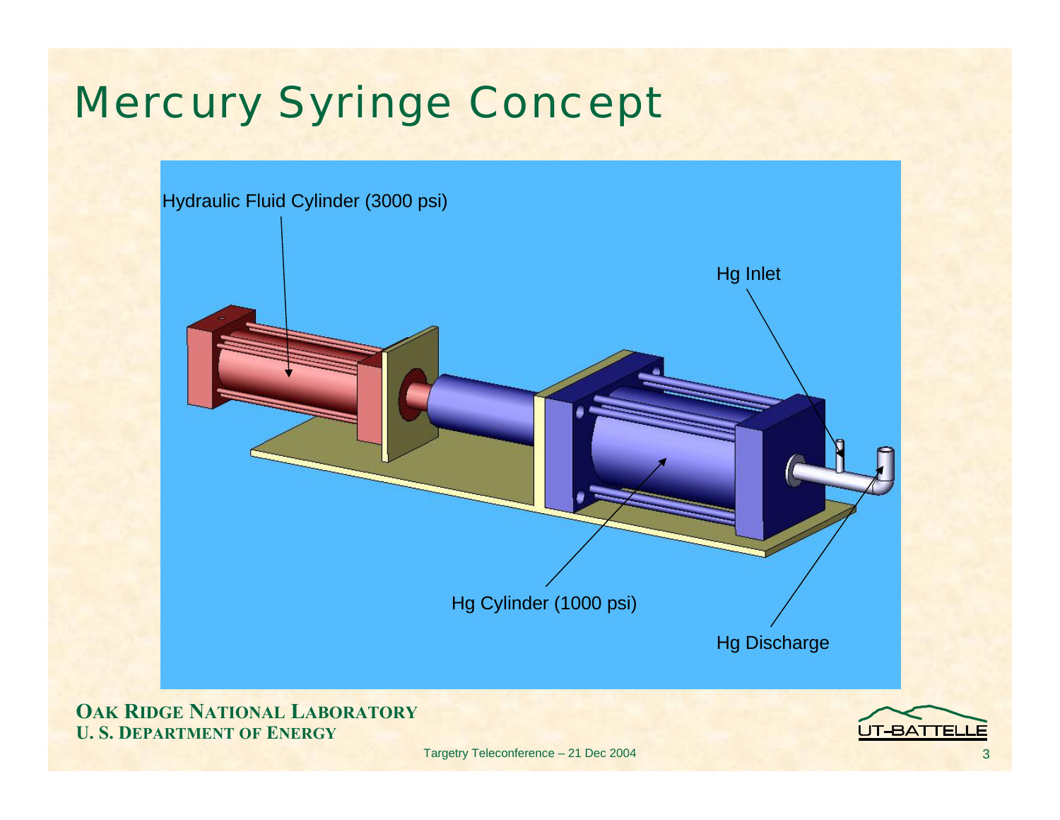# Mercury Syringe Concept

Hydraulic Fluid Cylinder (3000 psi)

Hg Inlet

Hg Cylinder (1000 psi)

Hg Discharge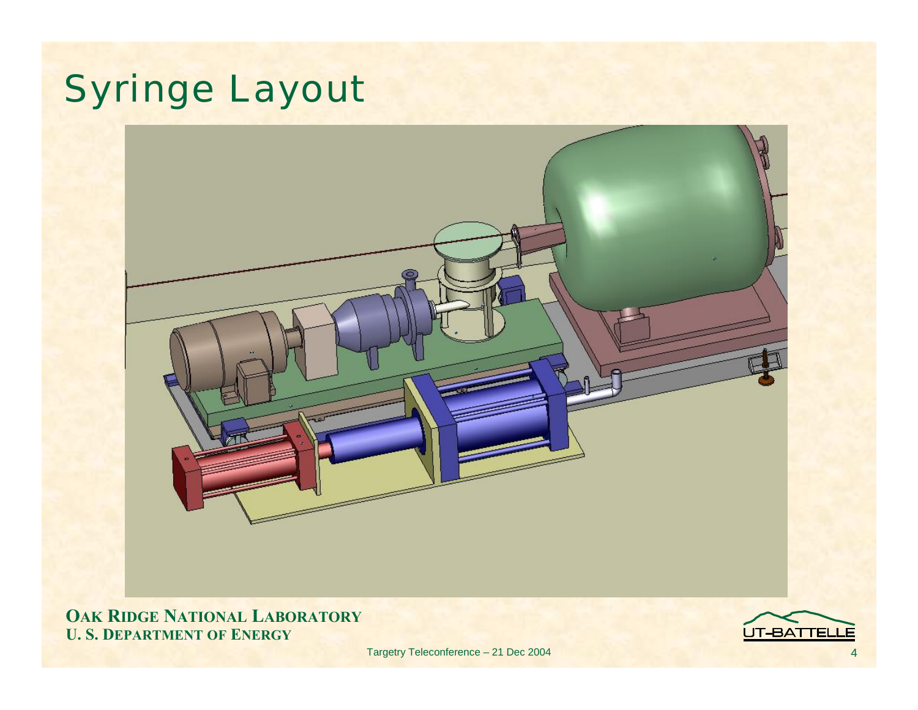# Syringe Layout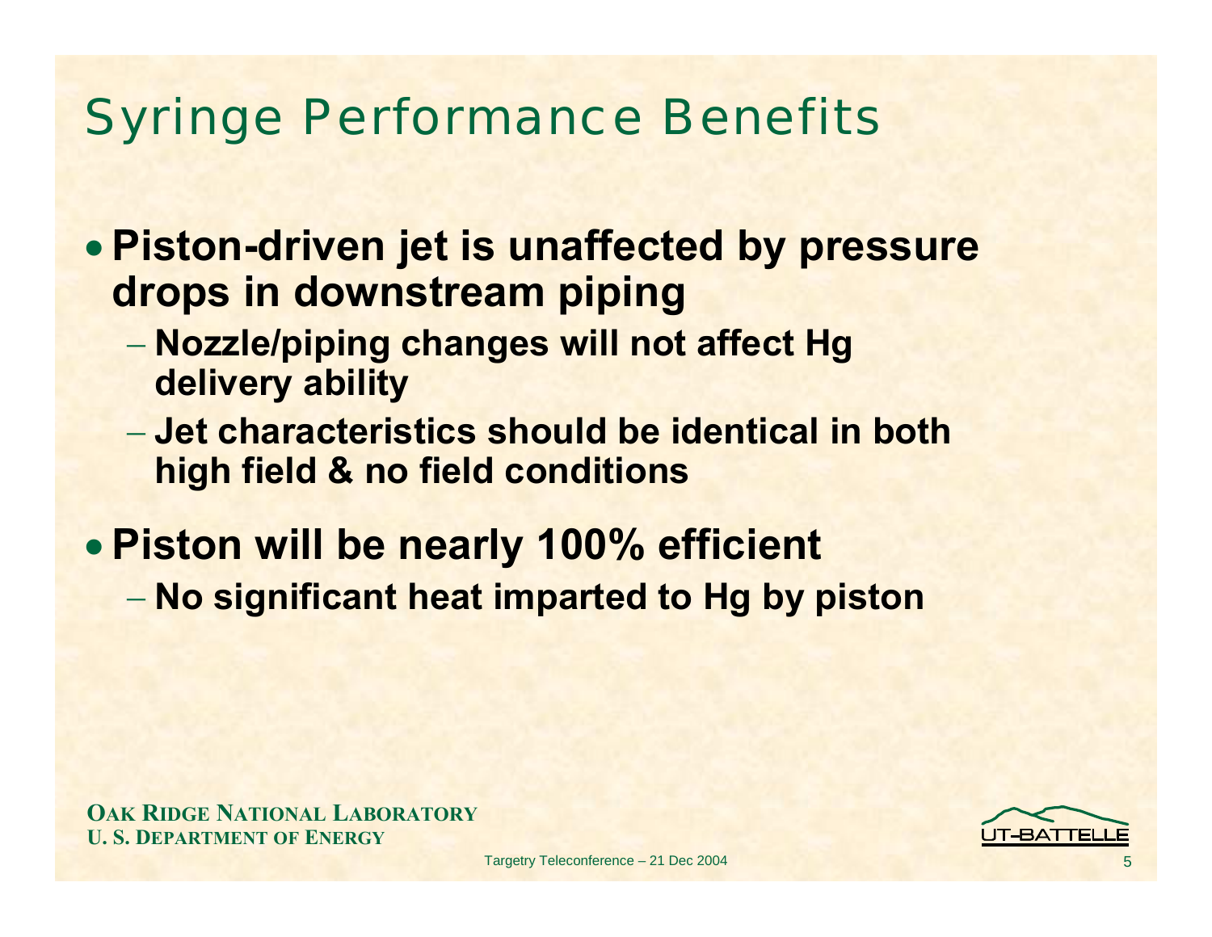# Syringe Performance Benefits

- **Piston-driven jet is unaffected by pressure drops in downstream piping**
  - **Nozzle/piping changes will not affect Hg delivery ability**
  - **Jet characteristics should be identical in both high field & no field conditions**
- **Piston will be nearly 100% efficient**
  - **No significant heat imparted to Hg by piston**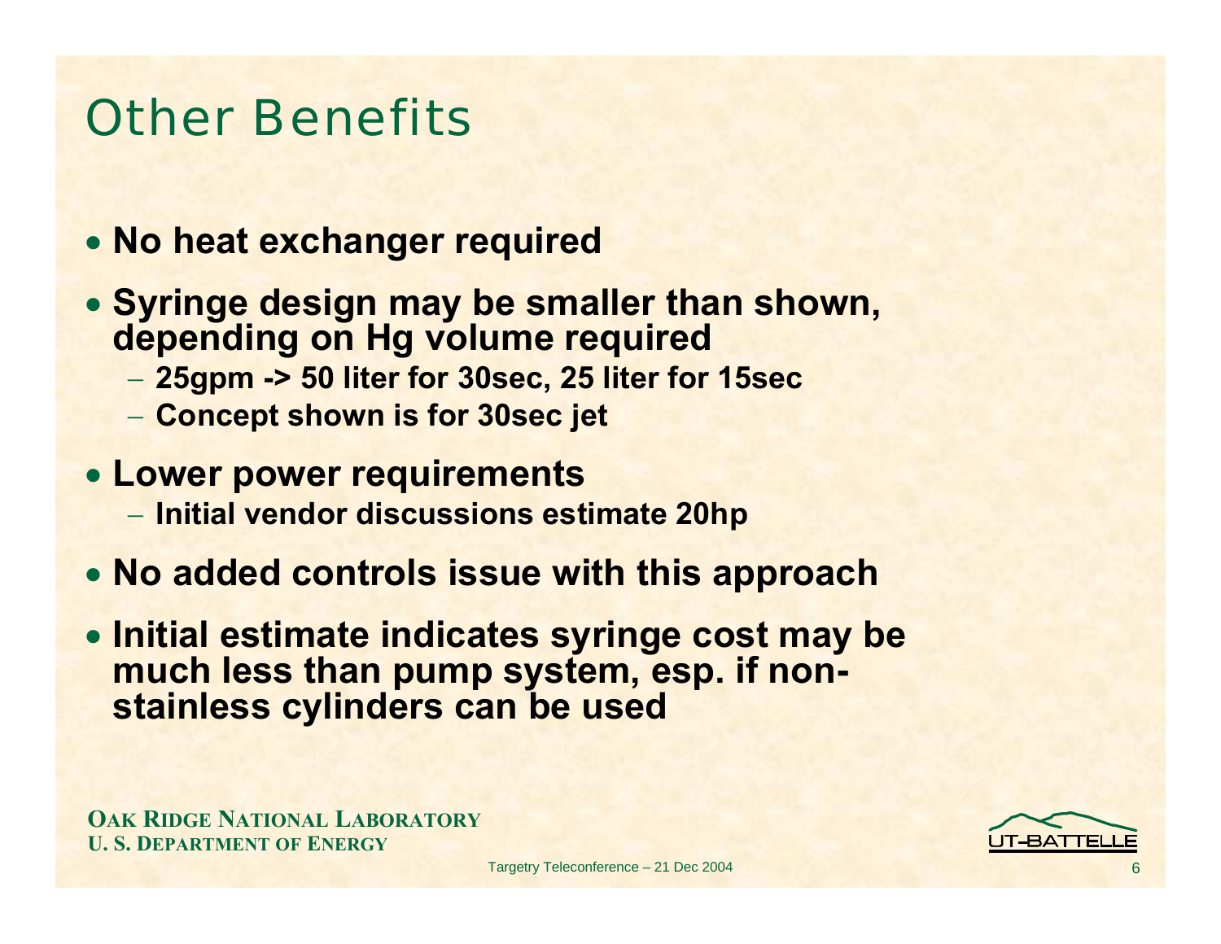# Other Benefits

- **No heat exchanger required**
- **Syringe design may be smaller than shown, depending on Hg volume required**
  - **25gpm -> 50 liter for 30sec, 25 liter for 15sec**
  - **Concept shown is for 30sec jet**
- **Lower power requirements**
  - **Initial vendor discussions estimate 20hp**
- **No added controls issue with this approach**
- **Initial estimate indicates syringe cost may be much less than pump system, esp. if non-stainless cylinders can be used**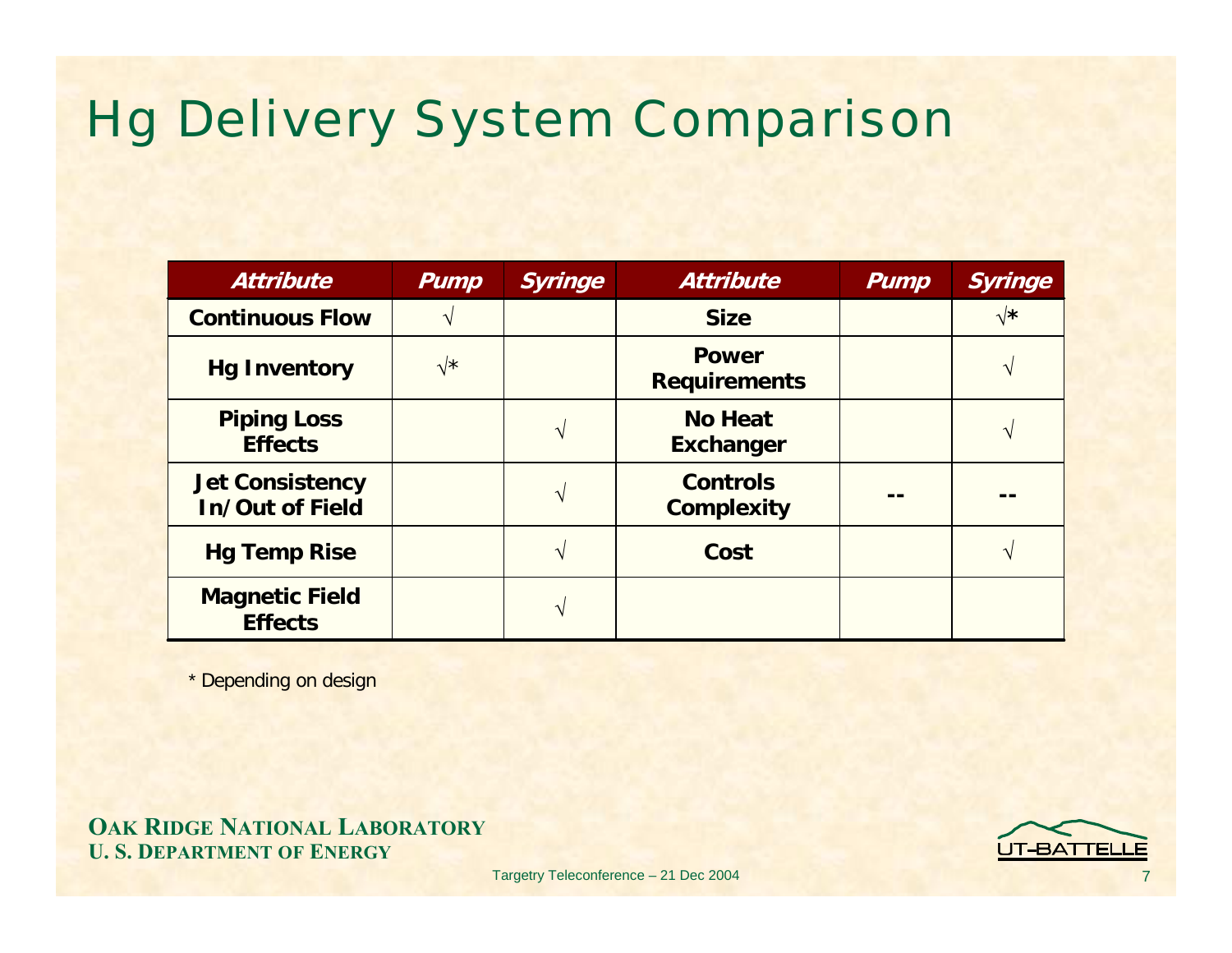# Hg Delivery System Comparison

| *Attribute* | *Pump* | *Syringe* | *Attribute* | *Pump* | *Syringe* |
|---|---|---|---|---|---|
| **Continuous Flow** | √ | | **Size** | | √* |
| **Hg Inventory** | √* | | **Power Requirements** | | √ |
| **Piping Loss Effects** | | √ | **No Heat Exchanger** | | √ |
| **Jet Consistency In/Out of Field** | | √ | **Controls Complexity** | -- | -- |
| **Hg Temp Rise** | | √ | **Cost** | | √ |
| **Magnetic Field Effects** | | √ | | | |

* Depending on design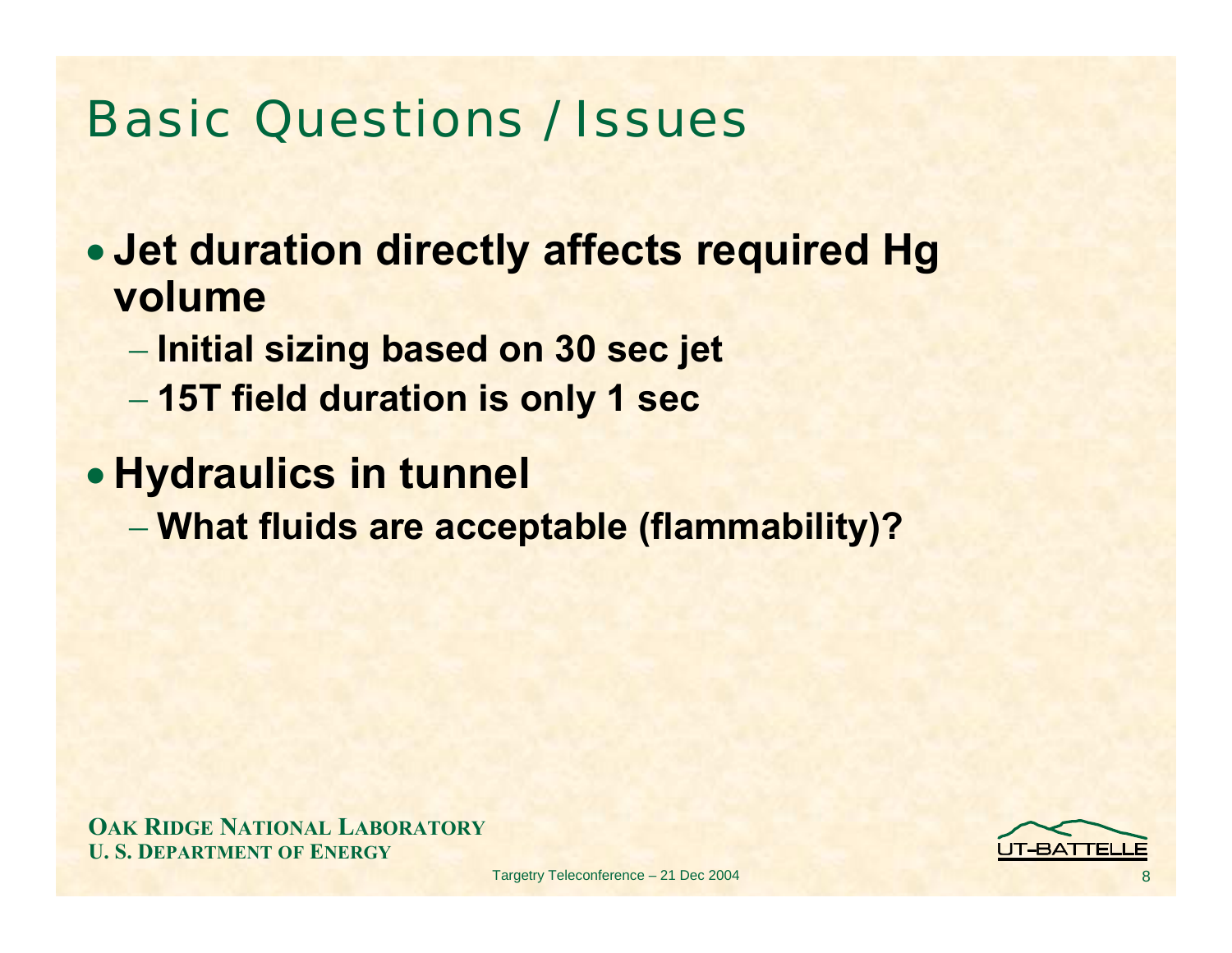# Basic Questions / Issues

- **Jet duration directly affects required Hg volume**
  - **Initial sizing based on 30 sec jet**
  - **15T field duration is only 1 sec**
- **Hydraulics in tunnel**
  - **What fluids are acceptable (flammability)?**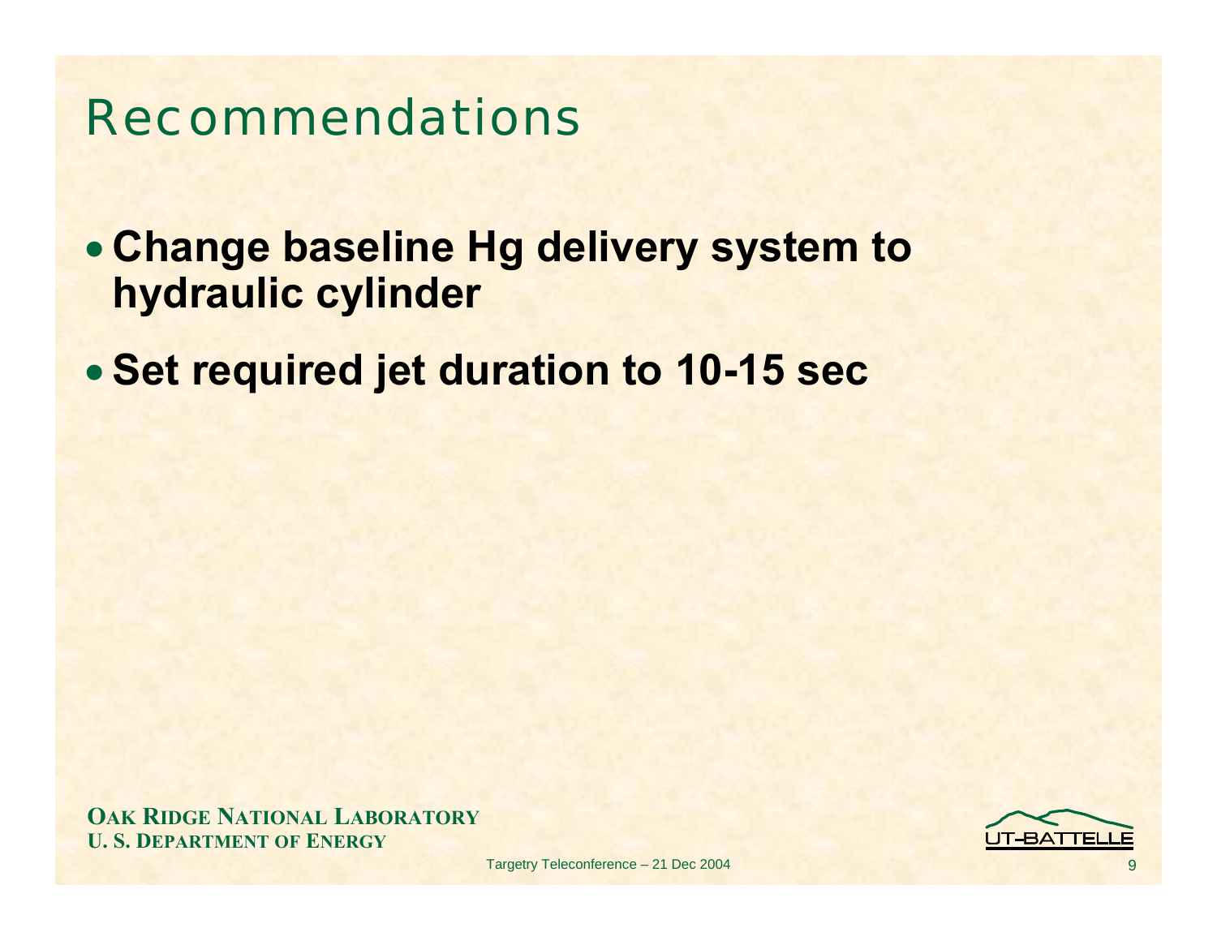# Recommendations

- **Change baseline Hg delivery system to hydraulic cylinder**
- **Set required jet duration to 10-15 sec**